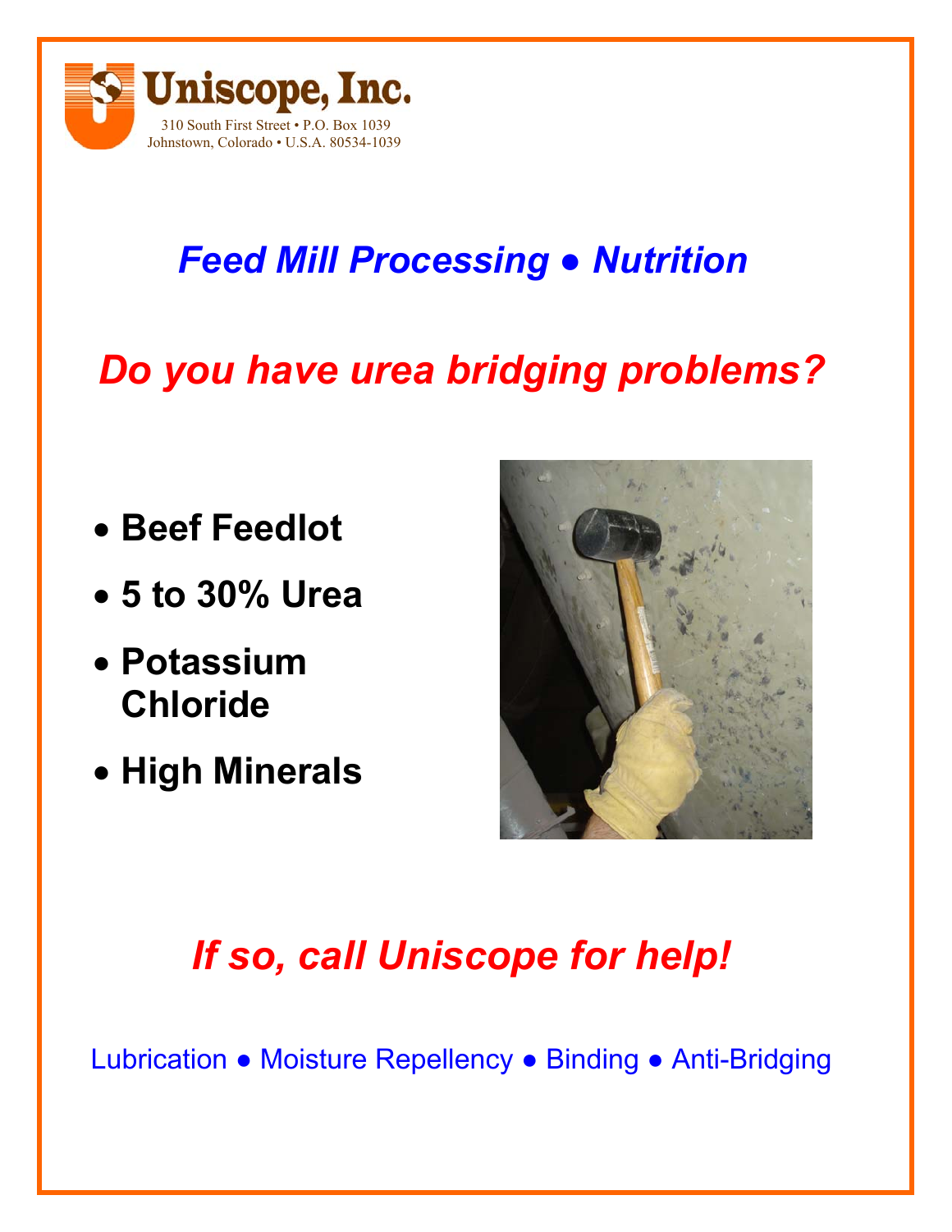# Uniscope, Inc.

310 South First Street • P.O. Box 1039
Johnstown, Colorado • U.S.A. 80534-1039

## *Feed Mill Processing ● Nutrition*

## *Do you have urea bridging problems?*

- **Beef Feedlot**
- **5 to 30% Urea**
- **Potassium Chloride**
- **High Minerals**

## *If so, call Uniscope for help!*

Lubrication ● Moisture Repellency ● Binding ● Anti-Bridging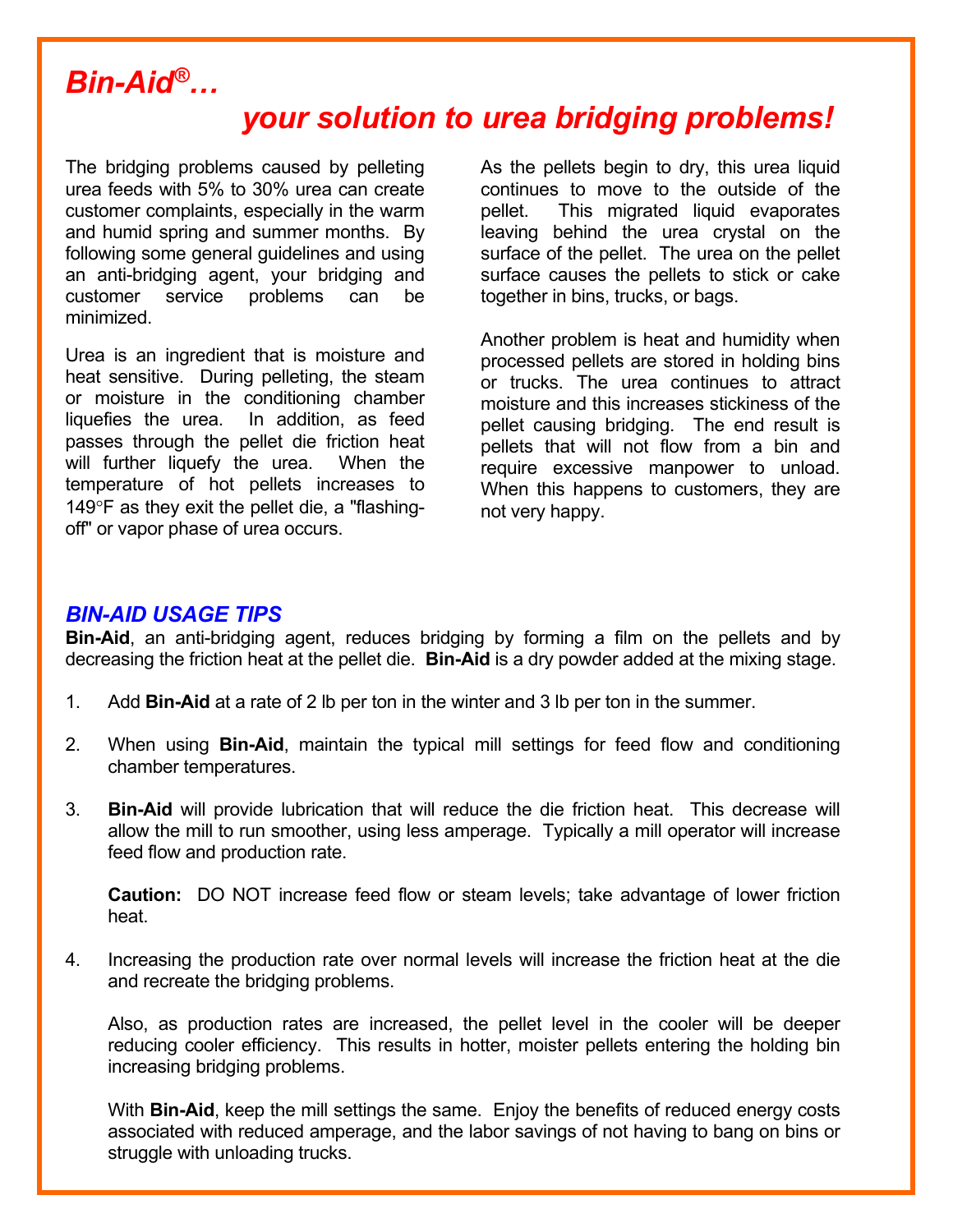# Bin-Aid®…

## *your solution to urea bridging problems!*

The bridging problems caused by pelleting urea feeds with 5% to 30% urea can create customer complaints, especially in the warm and humid spring and summer months. By following some general guidelines and using an anti-bridging agent, your bridging and customer service problems can be minimized.

Urea is an ingredient that is moisture and heat sensitive. During pelleting, the steam or moisture in the conditioning chamber liquefies the urea. In addition, as feed passes through the pellet die friction heat will further liquefy the urea. When the temperature of hot pellets increases to 149°F as they exit the pellet die, a "flashing-off" or vapor phase of urea occurs.

As the pellets begin to dry, this urea liquid continues to move to the outside of the pellet. This migrated liquid evaporates leaving behind the urea crystal on the surface of the pellet. The urea on the pellet surface causes the pellets to stick or cake together in bins, trucks, or bags.

Another problem is heat and humidity when processed pellets are stored in holding bins or trucks. The urea continues to attract moisture and this increases stickiness of the pellet causing bridging. The end result is pellets that will not flow from a bin and require excessive manpower to unload. When this happens to customers, they are not very happy.

### *BIN-AID USAGE TIPS*

**Bin-Aid**, an anti-bridging agent, reduces bridging by forming a film on the pellets and by decreasing the friction heat at the pellet die. **Bin-Aid** is a dry powder added at the mixing stage.

1. Add **Bin-Aid** at a rate of 2 lb per ton in the winter and 3 lb per ton in the summer.

2. When using **Bin-Aid**, maintain the typical mill settings for feed flow and conditioning chamber temperatures.

3. **Bin-Aid** will provide lubrication that will reduce the die friction heat. This decrease will allow the mill to run smoother, using less amperage. Typically a mill operator will increase feed flow and production rate.

   **Caution:** DO NOT increase feed flow or steam levels; take advantage of lower friction heat.

4. Increasing the production rate over normal levels will increase the friction heat at the die and recreate the bridging problems.

   Also, as production rates are increased, the pellet level in the cooler will be deeper reducing cooler efficiency. This results in hotter, moister pellets entering the holding bin increasing bridging problems.

   With **Bin-Aid**, keep the mill settings the same. Enjoy the benefits of reduced energy costs associated with reduced amperage, and the labor savings of not having to bang on bins or struggle with unloading trucks.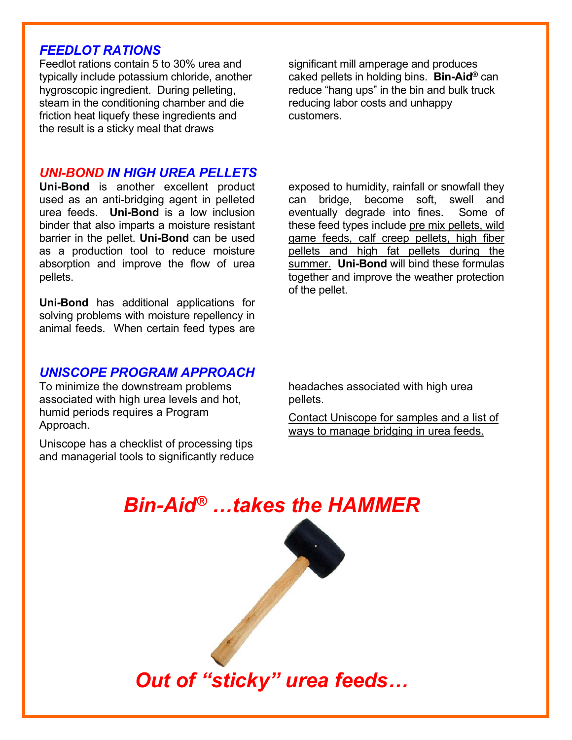### *FEEDLOT RATIONS*

Feedlot rations contain 5 to 30% urea and typically include potassium chloride, another hygroscopic ingredient. During pelleting, steam in the conditioning chamber and die friction heat liquefy these ingredients and the result is a sticky meal that draws significant mill amperage and produces caked pellets in holding bins. **Bin-Aid®** can reduce "hang ups" in the bin and bulk truck reducing labor costs and unhappy customers.

### *UNI-BOND IN HIGH UREA PELLETS*

**Uni-Bond** is another excellent product used as an anti-bridging agent in pelleted urea feeds. **Uni-Bond** is a low inclusion binder that also imparts a moisture resistant barrier in the pellet. **Uni-Bond** can be used as a production tool to reduce moisture absorption and improve the flow of urea pellets.

**Uni-Bond** has additional applications for solving problems with moisture repellency in animal feeds. When certain feed types are exposed to humidity, rainfall or snowfall they can bridge, become soft, swell and eventually degrade into fines. Some of these feed types include <u>pre mix pellets, wild game feeds, calf creep pellets, high fiber pellets and high fat pellets during the summer.</u> **Uni-Bond** will bind these formulas together and improve the weather protection of the pellet.

### *UNISCOPE PROGRAM APPROACH*

To minimize the downstream problems associated with high urea levels and hot, humid periods requires a Program Approach.

Uniscope has a checklist of processing tips and managerial tools to significantly reduce headaches associated with high urea pellets.

<u>Contact Uniscope for samples and a list of ways to manage bridging in urea feeds.</u>

## *Bin-Aid® …takes the HAMMER*

## *Out of "sticky" urea feeds…*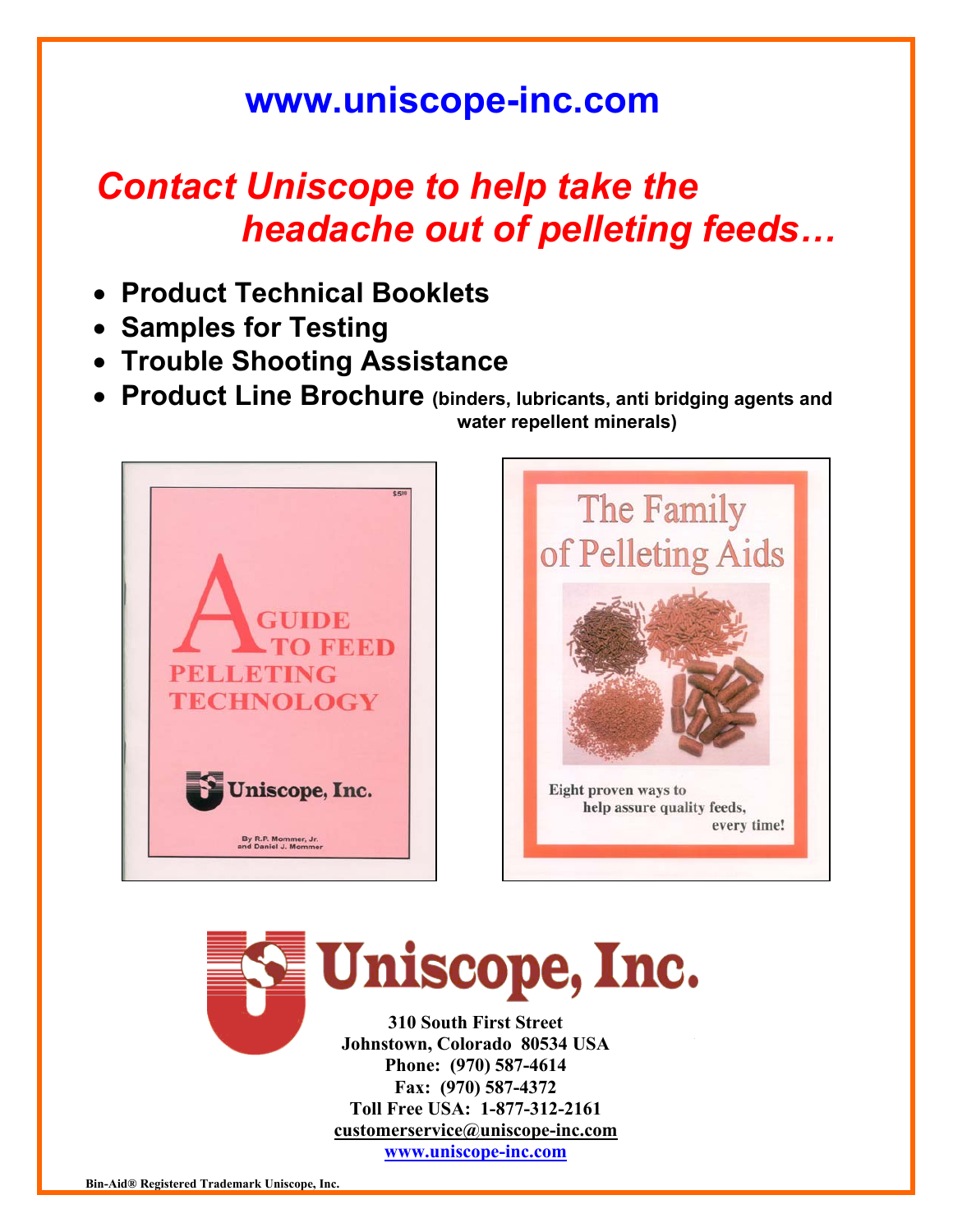**www.uniscope-inc.com**

## *Contact Uniscope to help take the headache out of pelleting feeds…*

- **Product Technical Booklets**
- **Samples for Testing**
- **Trouble Shooting Assistance**
- **Product Line Brochure** **(binders, lubricants, anti bridging agents and water repellent minerals)**

**Uniscope, Inc.**

**310 South First Street**
**Johnstown, Colorado 80534 USA**
**Phone: (970) 587-4614**
**Fax: (970) 587-4372**
**Toll Free USA: 1-877-312-2161**
**customerservice@uniscope-inc.com**
**www.uniscope-inc.com**

Bin-Aid® Registered Trademark Uniscope, Inc.